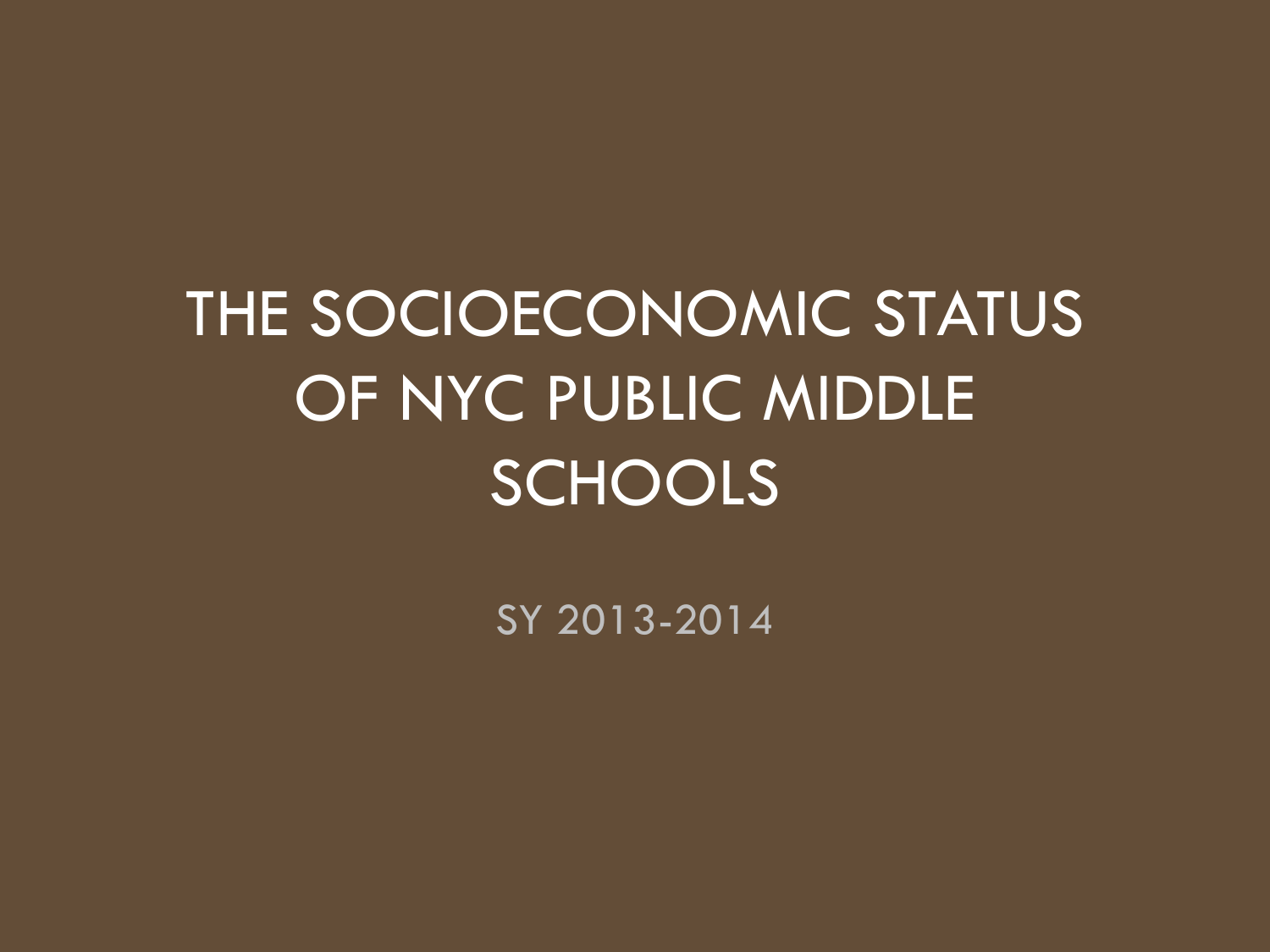# THE SOCIOECONOMIC STATUS OF NYC PUBLIC MIDDLE SCHOOLS

SY 2013-2014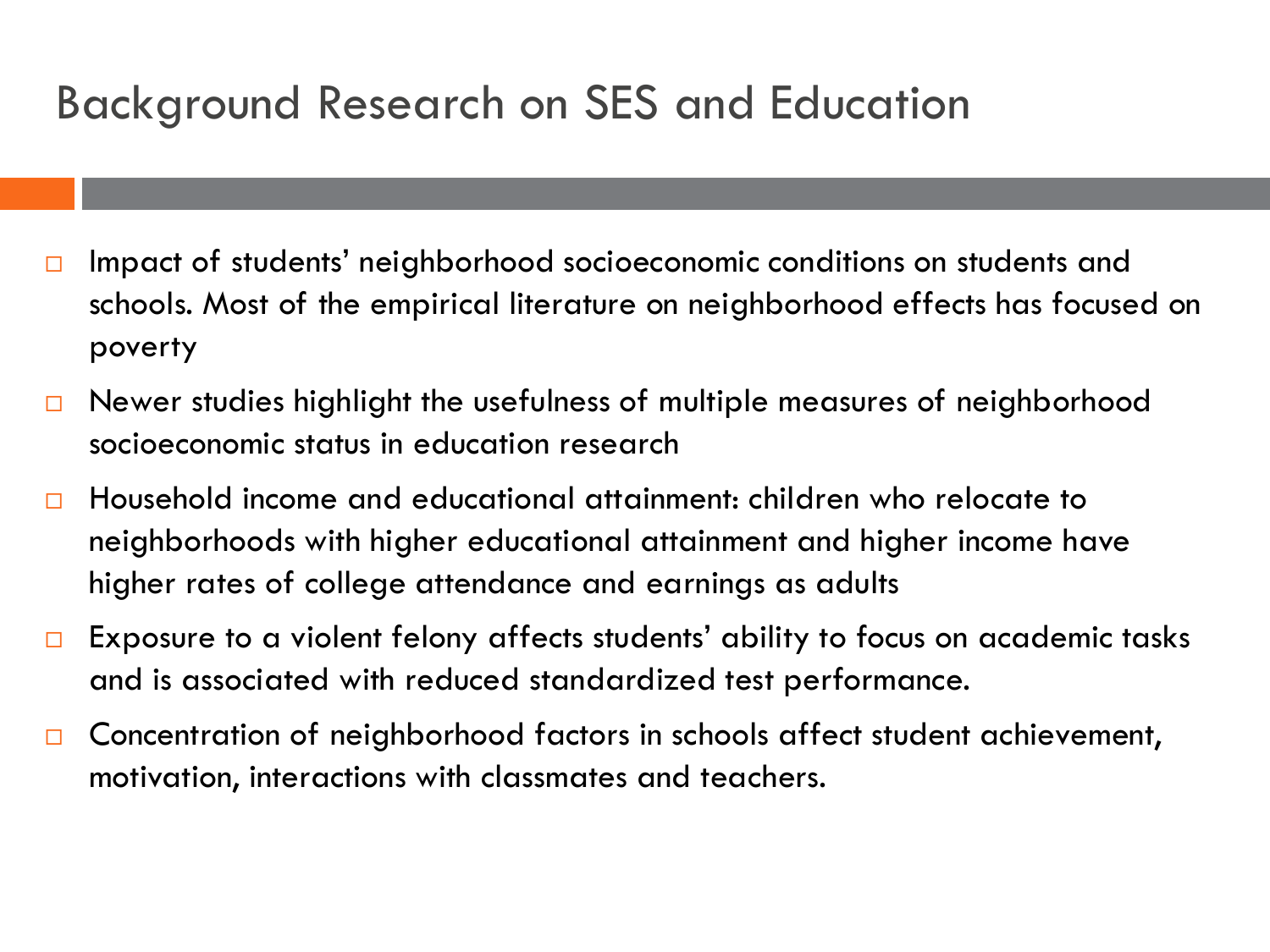# Background Research on SES and Education

- Impact of students' neighborhood socioeconomic conditions on students and schools. Most of the empirical literature on neighborhood effects has focused on poverty
- Newer studies highlight the usefulness of multiple measures of neighborhood socioeconomic status in education research
- Household income and educational attainment: children who relocate to neighborhoods with higher educational attainment and higher income have higher rates of college attendance and earnings as adults
- Exposure to a violent felony affects students' ability to focus on academic tasks and is associated with reduced standardized test performance.
- Concentration of neighborhood factors in schools affect student achievement, motivation, interactions with classmates and teachers.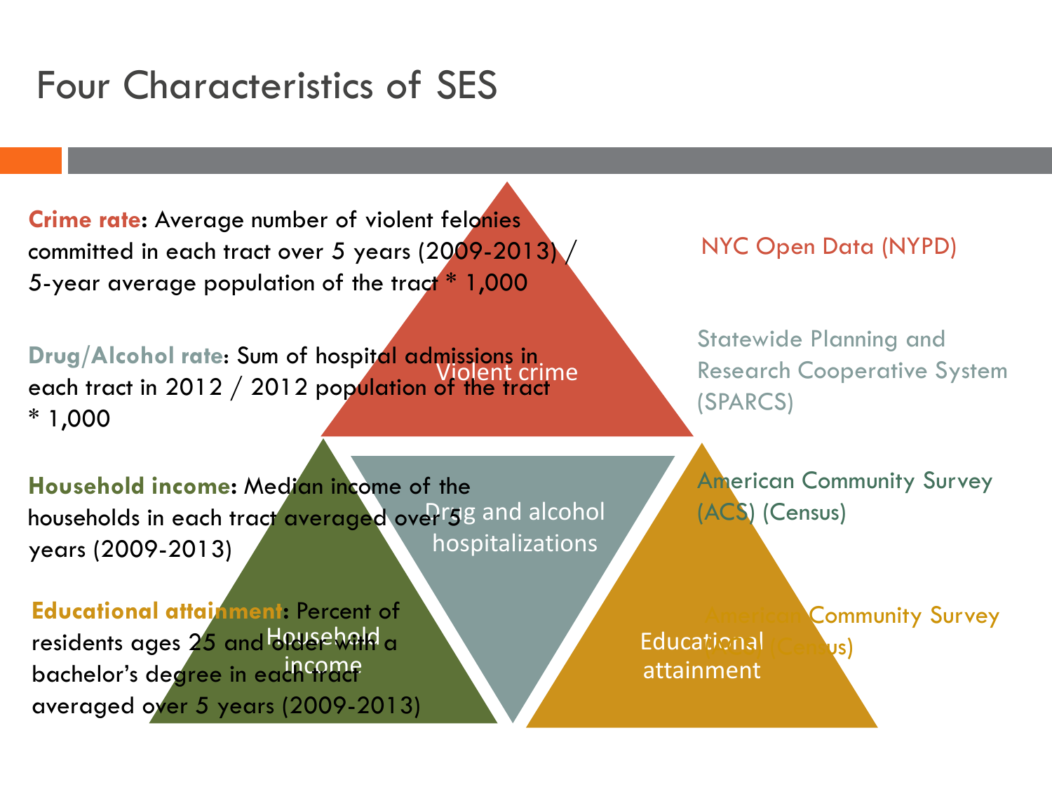# Four Characteristics of SES

**Crime rate**: Average number of violent felonies committed in each tract over 5 years (2009-2013) / 5-year average population of the tract * 1,000

**Drug/Alcohol rate**: Sum of hospital admissions in each tract in 2012 / 2012 population of the tract * 1,000

**Household income**: Median income of the households in each tract averaged over 5 years (2009-2013)

**Educational attainment**: Percent of residents ages 25 and older with a bachelor's degree in each tract averaged over 5 years (2009-2013)

Violent crime

Drug and alcohol hospitalizations

Household income

Educational attainment

NYC Open Data (NYPD)

Statewide Planning and Research Cooperative System (SPARCS)

American Community Survey (ACS) (Census)

American Community Survey (ACS) (Census)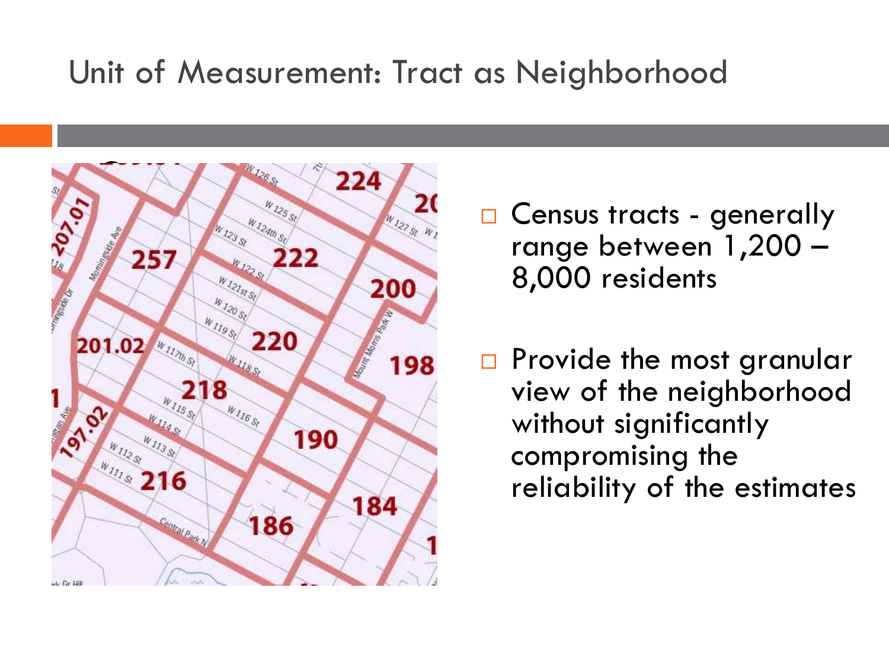# Unit of Measurement: Tract as Neighborhood

- Census tracts - generally range between 1,200 – 8,000 residents
- Provide the most granular view of the neighborhood without significantly compromising the reliability of the estimates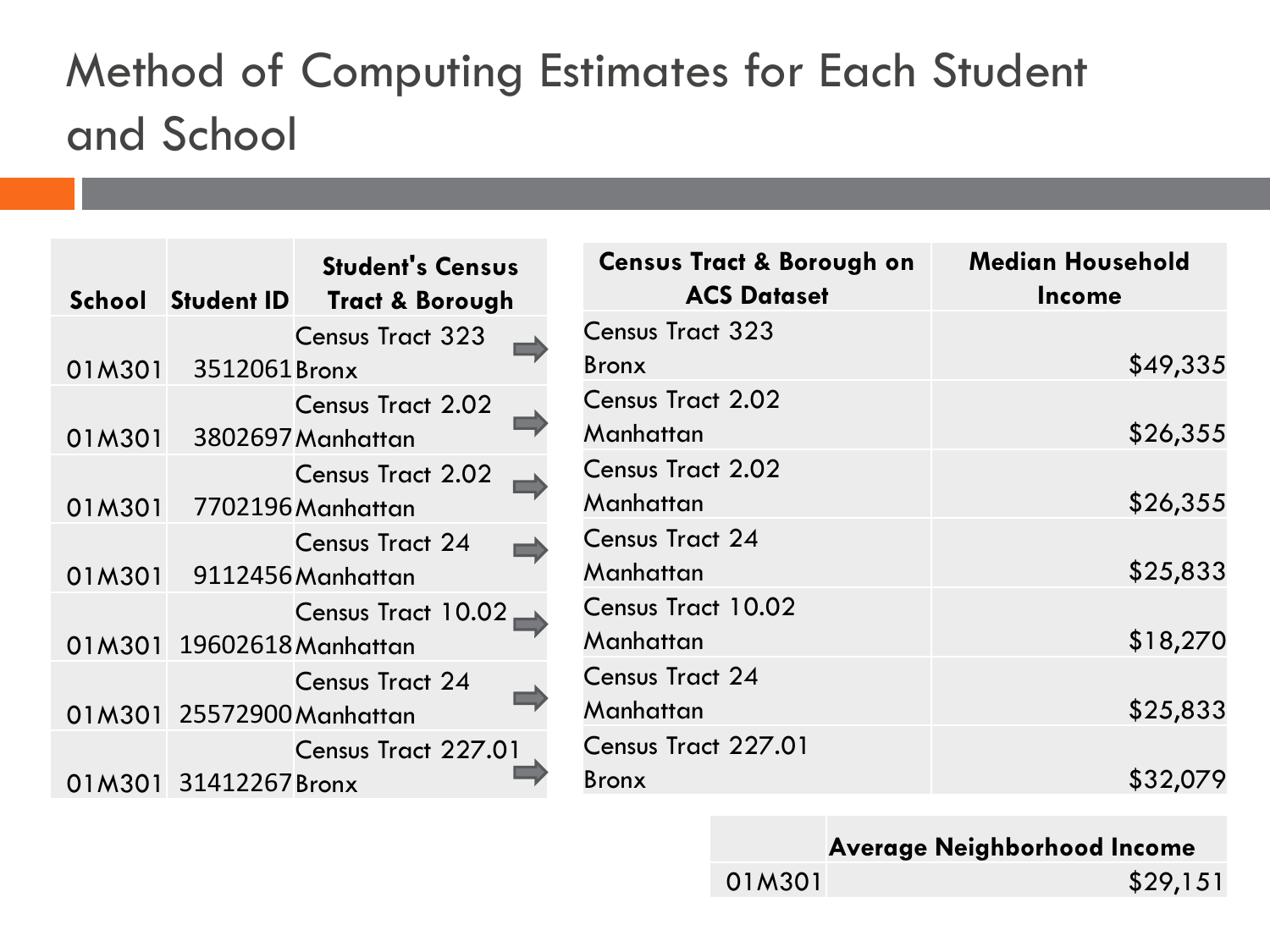# Method of Computing Estimates for Each Student and School

| School | Student ID | Student's Census Tract & Borough |
|---|---|---|
| 01M301 | 3512061 | Census Tract 323 Bronx |
| 01M301 | 3802697 | Census Tract 2.02 Manhattan |
| 01M301 | 7702196 | Census Tract 2.02 Manhattan |
| 01M301 | 9112456 | Census Tract 24 Manhattan |
| 01M301 | 19602618 | Census Tract 10.02 Manhattan |
| 01M301 | 25572900 | Census Tract 24 Manhattan |
| 01M301 | 31412267 | Census Tract 227.01 Bronx |

| Census Tract & Borough on ACS Dataset | Median Household Income |
|---|---|
| Census Tract 323 Bronx | $49,335 |
| Census Tract 2.02 Manhattan | $26,355 |
| Census Tract 2.02 Manhattan | $26,355 |
| Census Tract 24 Manhattan | $25,833 |
| Census Tract 10.02 Manhattan | $18,270 |
| Census Tract 24 Manhattan | $25,833 |
| Census Tract 227.01 Bronx | $32,079 |

| | Average Neighborhood Income |
|---|---|
| 01M301 | $29,151 |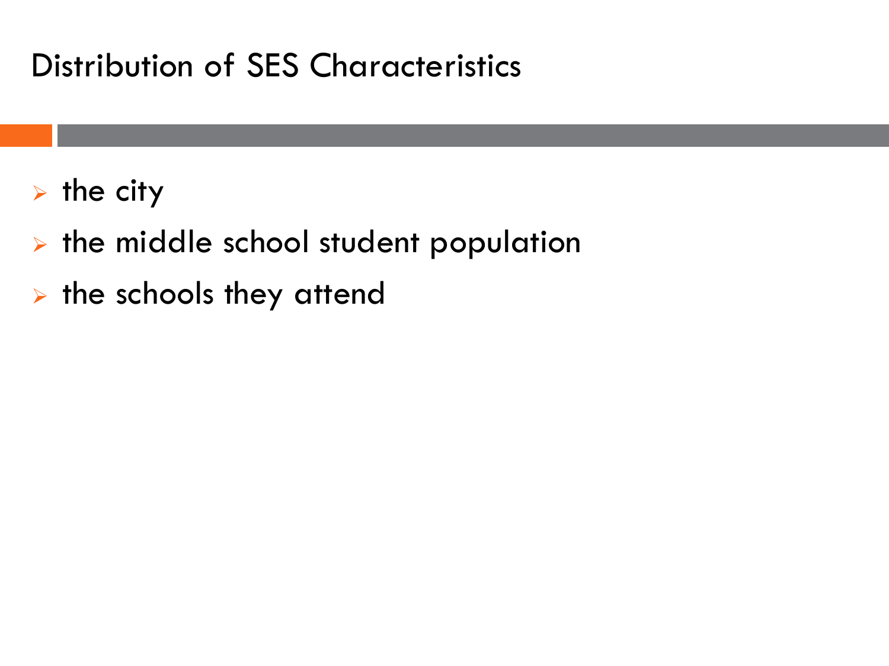# Distribution of SES Characteristics

- the city
- the middle school student population
- the schools they attend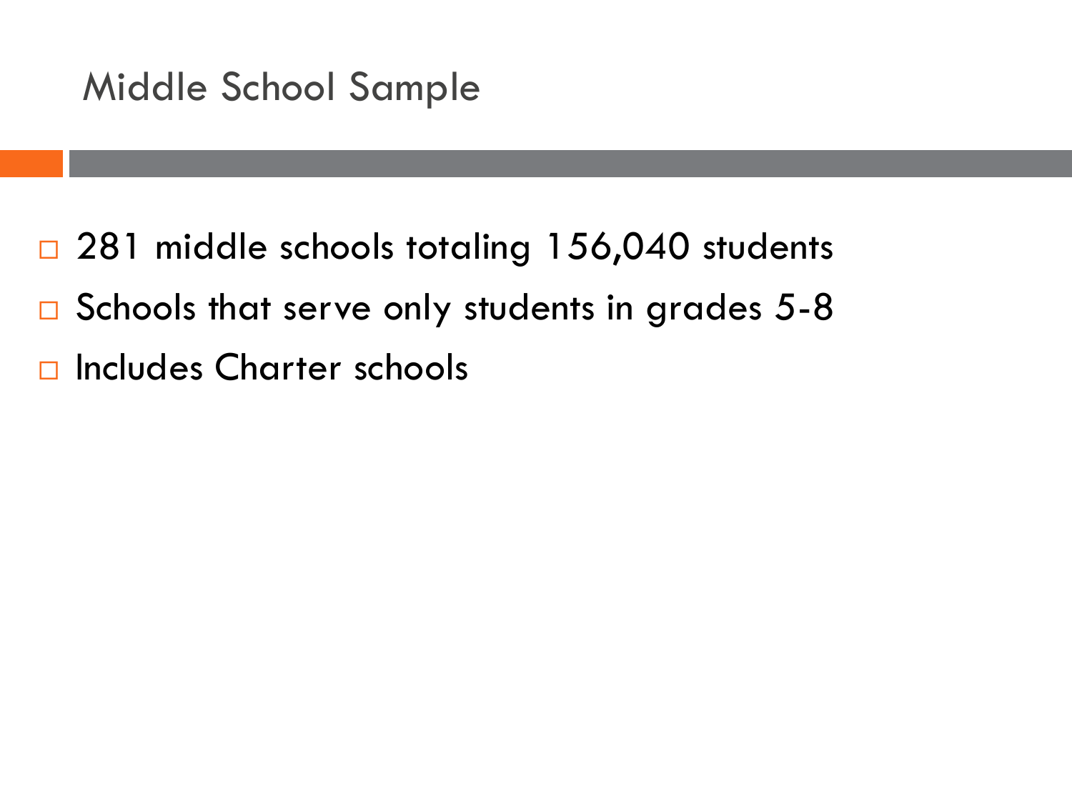# Middle School Sample

- 281 middle schools totaling 156,040 students
- Schools that serve only students in grades 5-8
- Includes Charter schools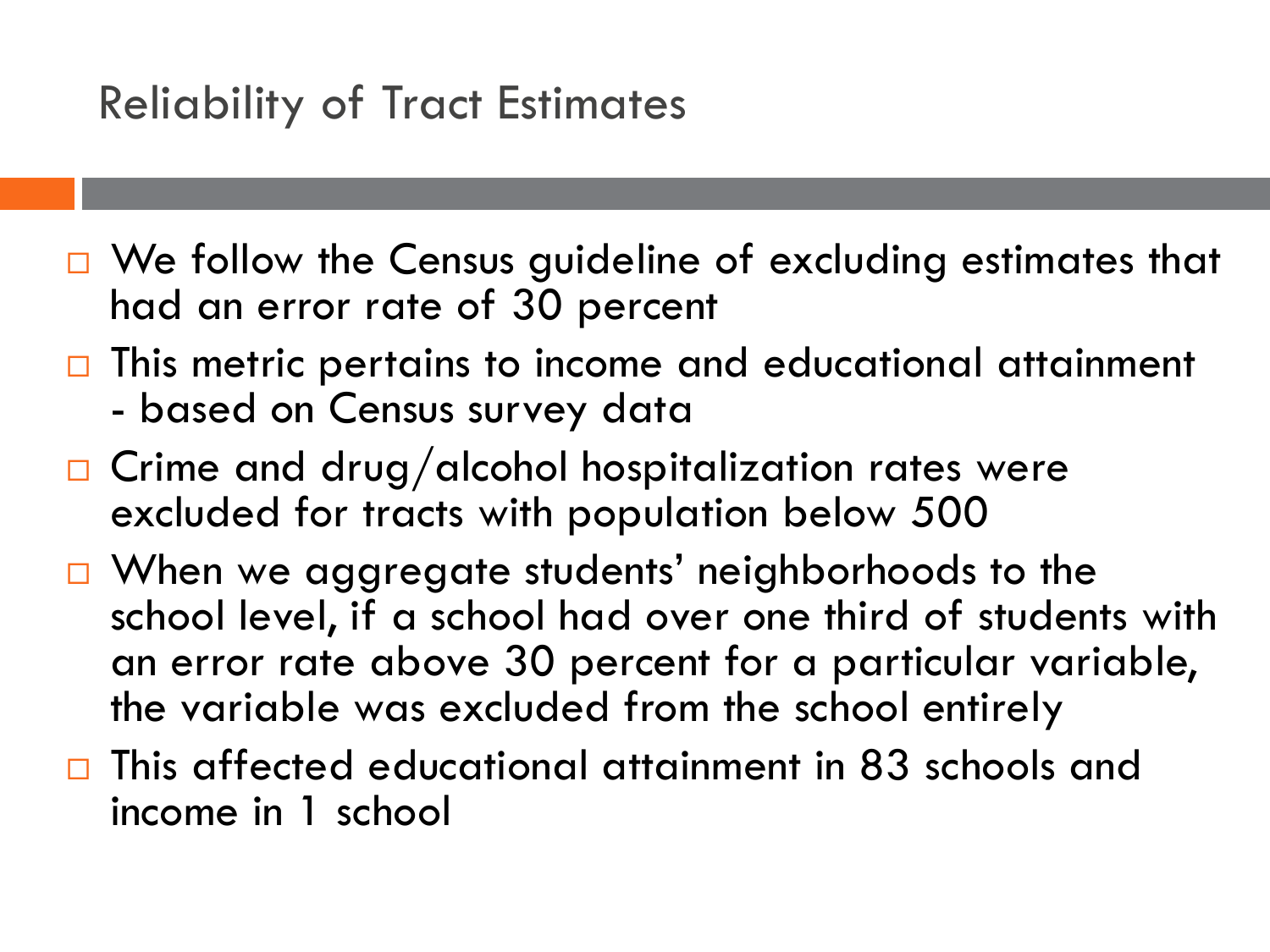# Reliability of Tract Estimates

- We follow the Census guideline of excluding estimates that had an error rate of 30 percent
- This metric pertains to income and educational attainment - based on Census survey data
- Crime and drug/alcohol hospitalization rates were excluded for tracts with population below 500
- When we aggregate students' neighborhoods to the school level, if a school had over one third of students with an error rate above 30 percent for a particular variable, the variable was excluded from the school entirely
- This affected educational attainment in 83 schools and income in 1 school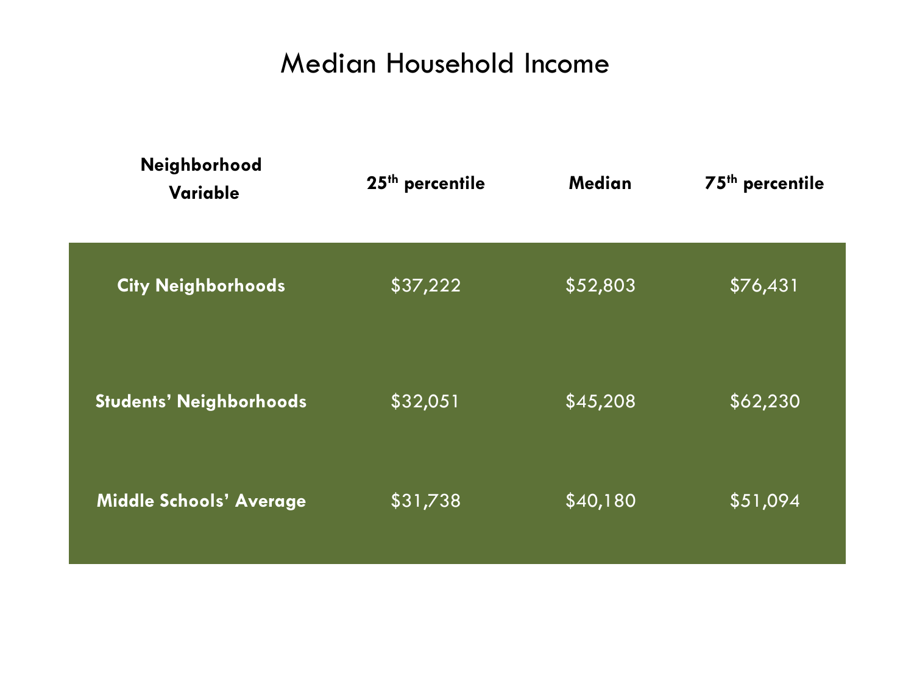# Median Household Income

| Neighborhood Variable | 25th percentile | Median | 75th percentile |
|---|---|---|---|
| City Neighborhoods | $37,222 | $52,803 | $76,431 |
| Students' Neighborhoods | $32,051 | $45,208 | $62,230 |
| Middle Schools' Average | $31,738 | $40,180 | $51,094 |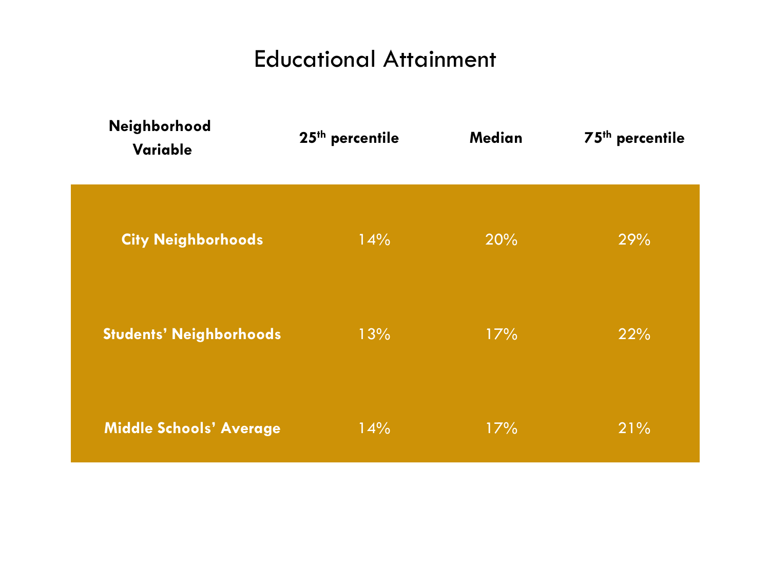# Educational Attainment

| Neighborhood Variable | 25th percentile | Median | 75th percentile |
|---|---|---|---|
| **City Neighborhoods** | 14% | 20% | 29% |
| **Students' Neighborhoods** | 13% | 17% | 22% |
| **Middle Schools' Average** | 14% | 17% | 21% |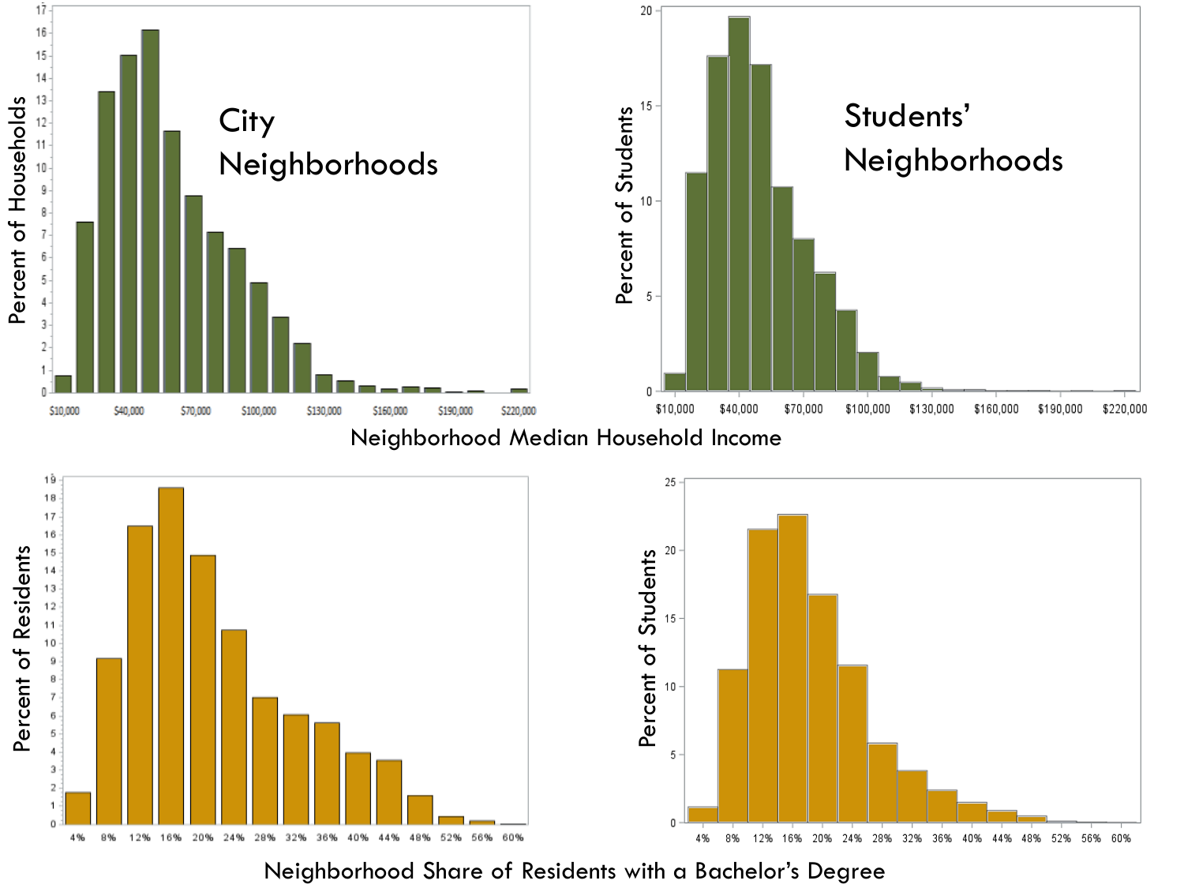City Neighborhoods

Students' Neighborhoods

Neighborhood Median Household Income

Neighborhood Share of Residents with a Bachelor's Degree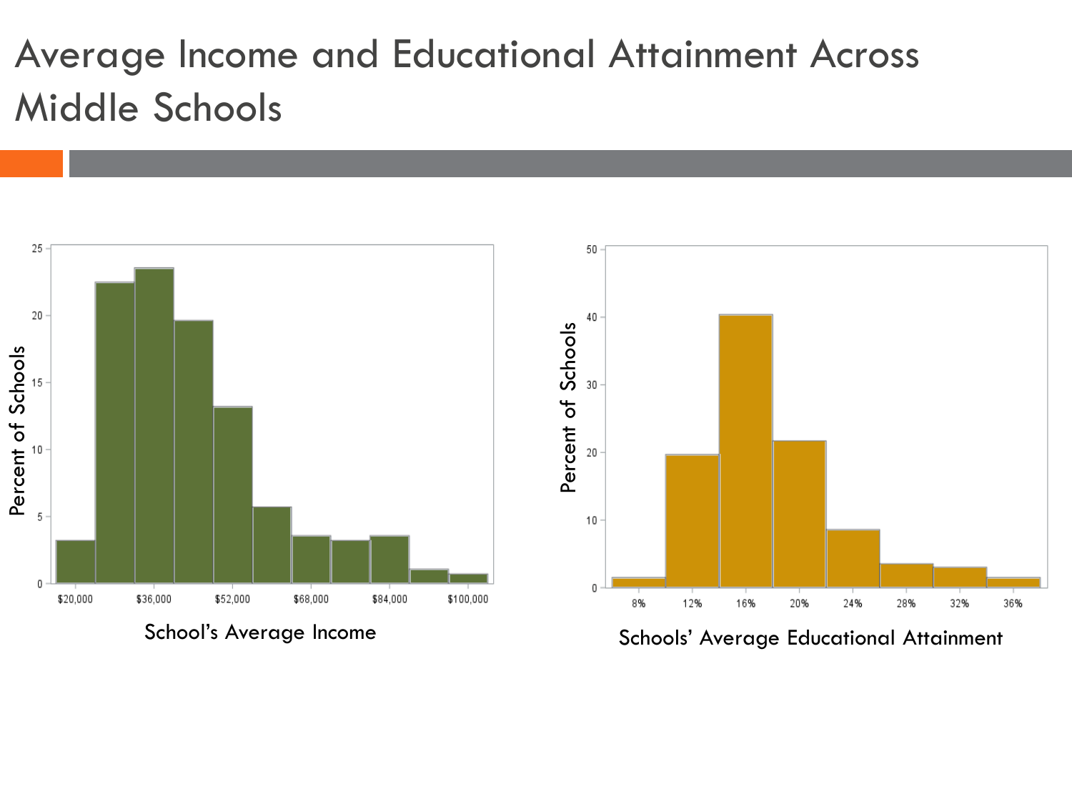# Average Income and Educational Attainment Across Middle Schools

Percent of Schools

School's Average Income

Percent of Schools

Schools' Average Educational Attainment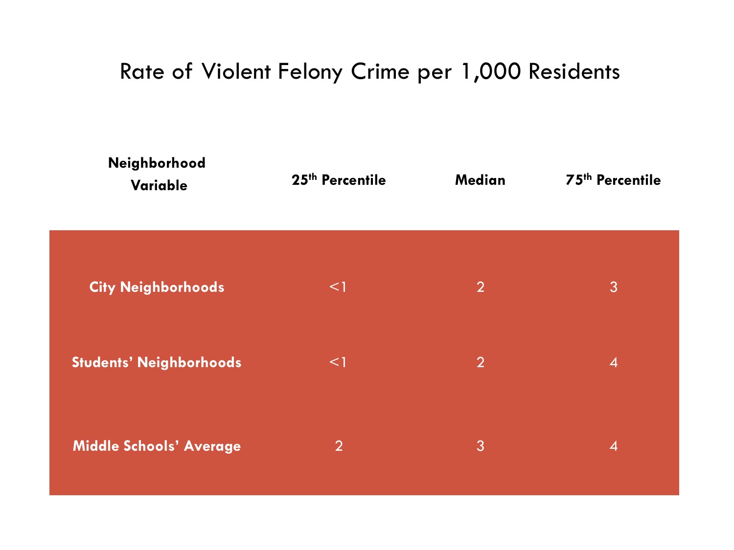# Rate of Violent Felony Crime per 1,000 Residents

| Neighborhood Variable | 25th Percentile | Median | 75th Percentile |
|---|---|---|---|
| City Neighborhoods | <1 | 2 | 3 |
| Students' Neighborhoods | <1 | 2 | 4 |
| Middle Schools' Average | 2 | 3 | 4 |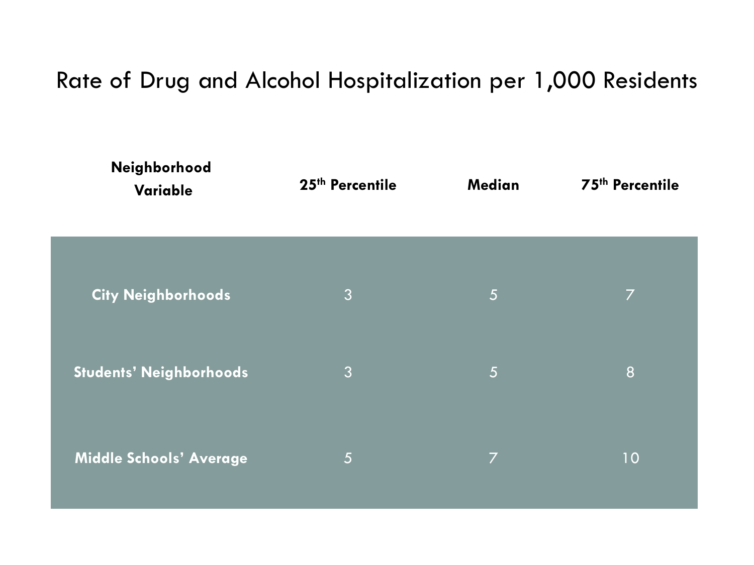# Rate of Drug and Alcohol Hospitalization per 1,000 Residents

| Neighborhood Variable | 25th Percentile | Median | 75th Percentile |
|---|---|---|---|
| City Neighborhoods | 3 | 5 | 7 |
| Students' Neighborhoods | 3 | 5 | 8 |
| Middle Schools' Average | 5 | 7 | 10 |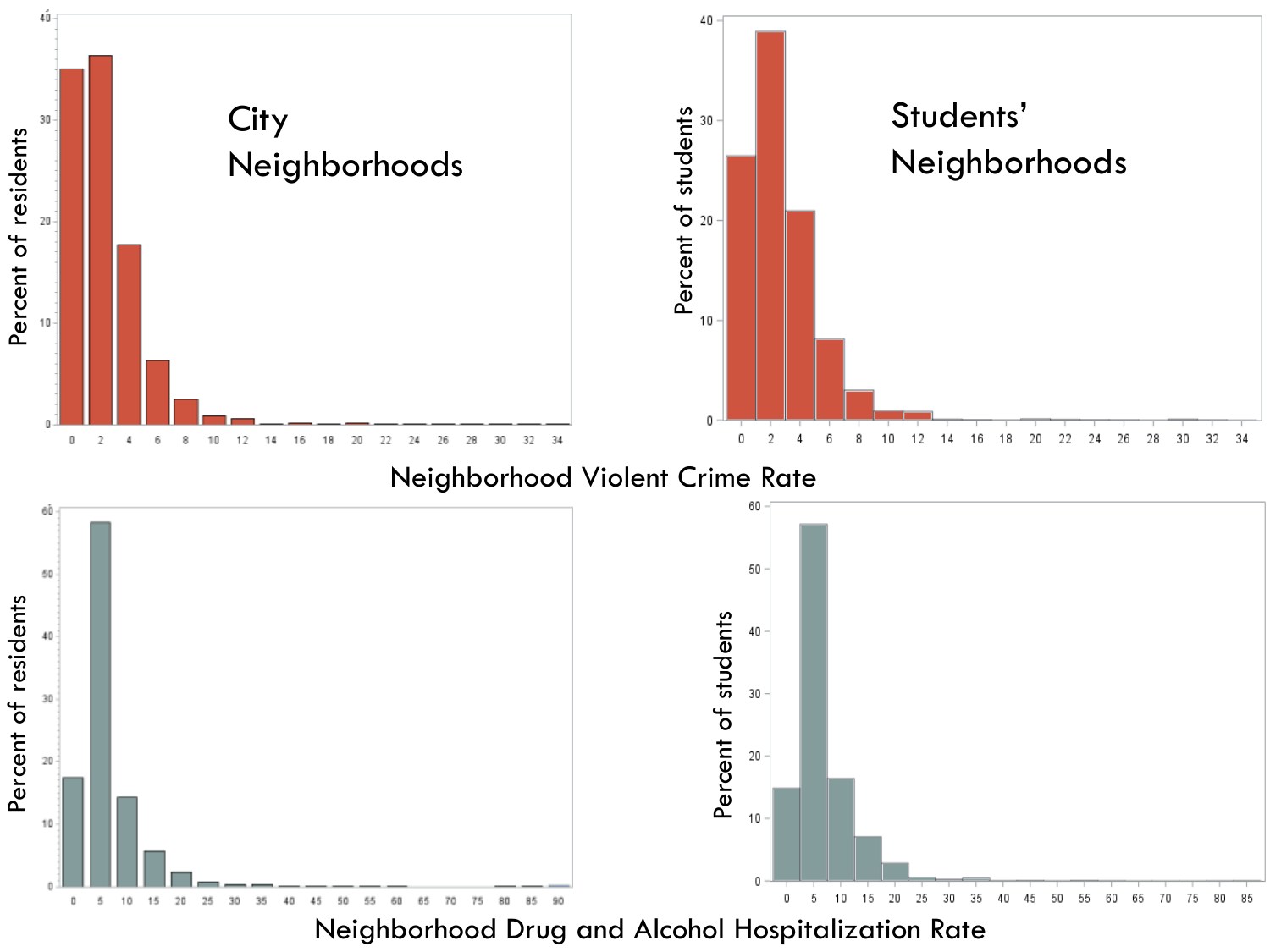City Neighborhoods

Students' Neighborhoods

Neighborhood Violent Crime Rate

Neighborhood Drug and Alcohol Hospitalization Rate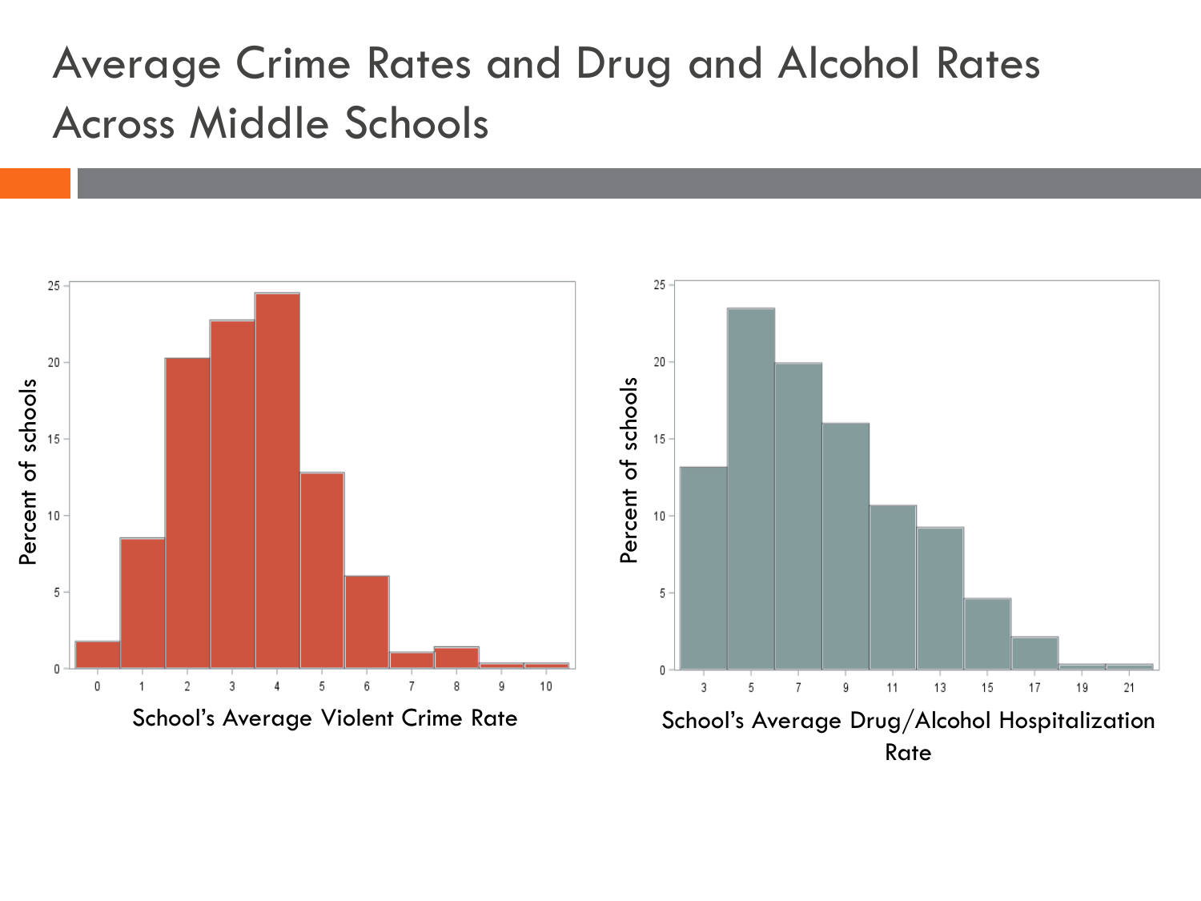# Average Crime Rates and Drug and Alcohol Rates Across Middle Schools

Percent of schools

School's Average Violent Crime Rate

Percent of schools

School's Average Drug/Alcohol Hospitalization Rate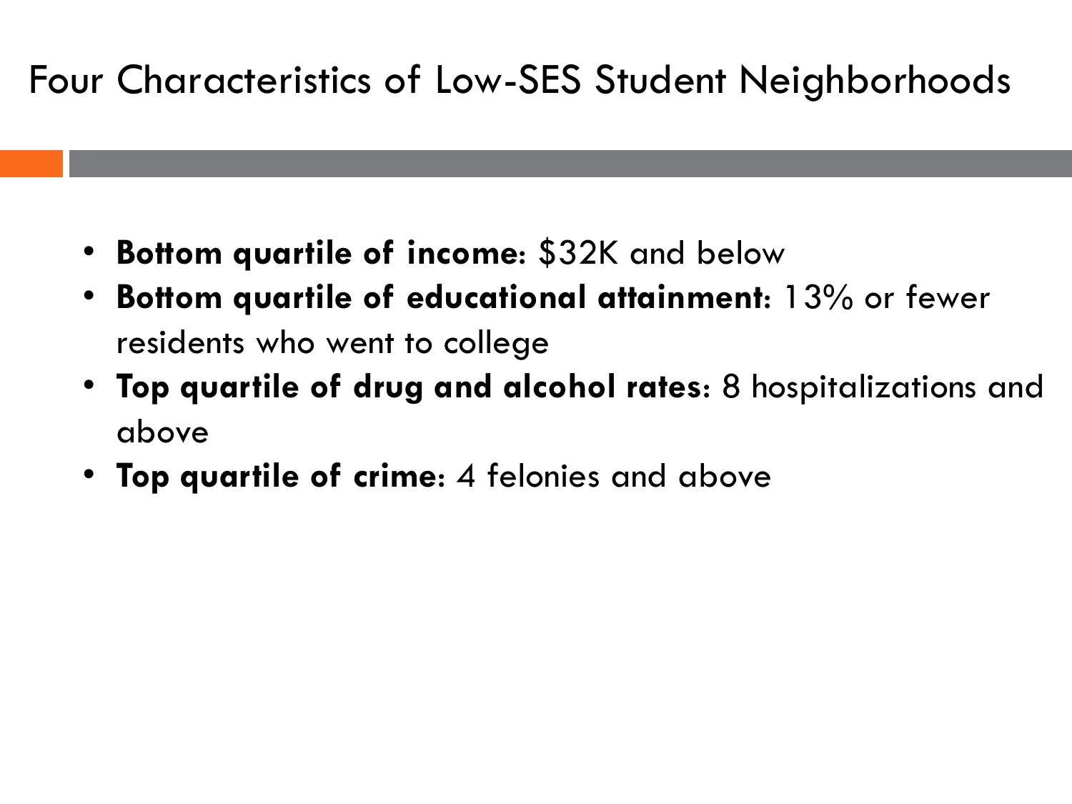# Four Characteristics of Low-SES Student Neighborhoods

- **Bottom quartile of income**: $32K and below
- **Bottom quartile of educational attainment**: 13% or fewer residents who went to college
- **Top quartile of drug and alcohol rates**: 8 hospitalizations and above
- **Top quartile of crime**: 4 felonies and above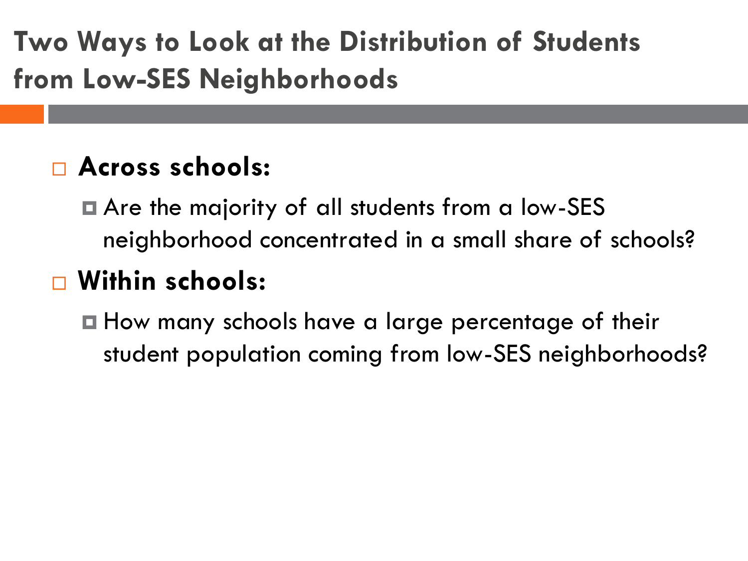# Two Ways to Look at the Distribution of Students from Low-SES Neighborhoods

- **Across schools:**
  - Are the majority of all students from a low-SES neighborhood concentrated in a small share of schools?
- **Within schools:**
  - How many schools have a large percentage of their student population coming from low-SES neighborhoods?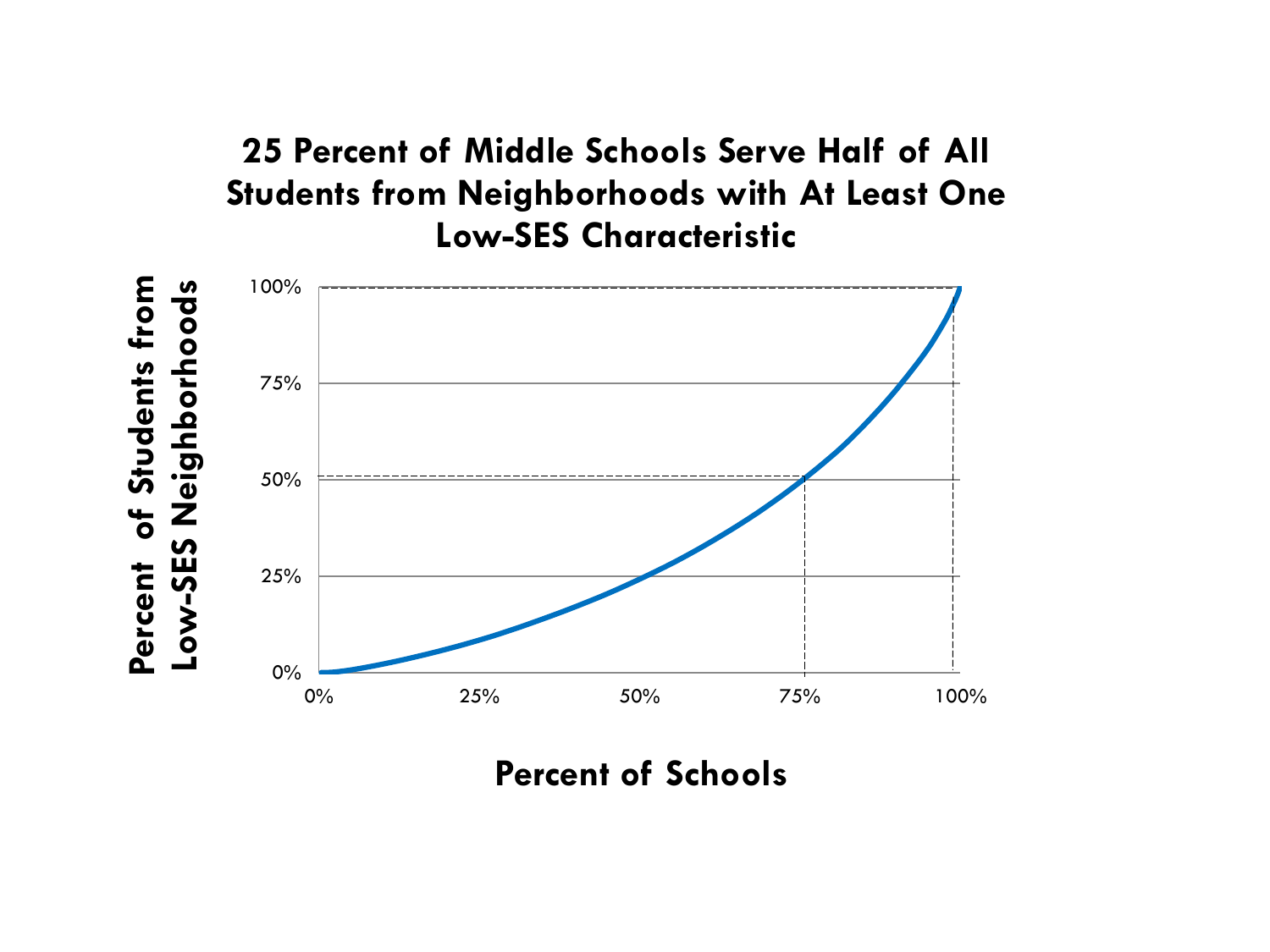## 25 Percent of Middle Schools Serve Half of All Students from Neighborhoods with At Least One Low-SES Characteristic

Percent of Students from Low-SES Neighborhoods

100%

75%

50%

25%

0%

0% 25% 50% 75% 100%

Percent of Schools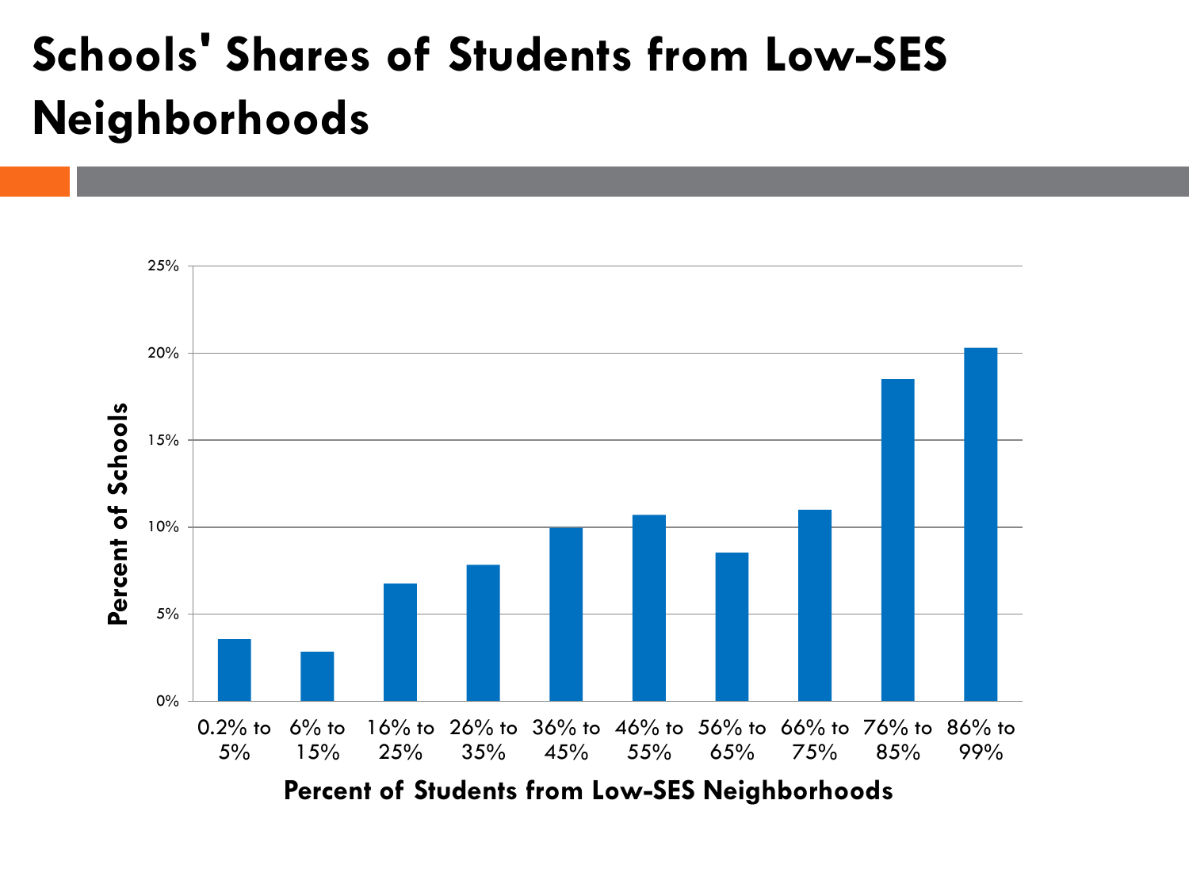# Schools' Shares of Students from Low-SES Neighborhoods

| Percent of Students from Low-SES Neighborhoods | Percent of Schools |
|---|---|
| 0.2% to 5% | ~3.6% |
| 6% to 15% | ~2.9% |
| 16% to 25% | ~6.8% |
| 26% to 35% | ~7.9% |
| 36% to 45% | ~10.0% |
| 46% to 55% | ~10.7% |
| 56% to 65% | ~8.6% |
| 66% to 75% | ~11.0% |
| 76% to 85% | ~18.5% |
| 86% to 99% | ~20.3% |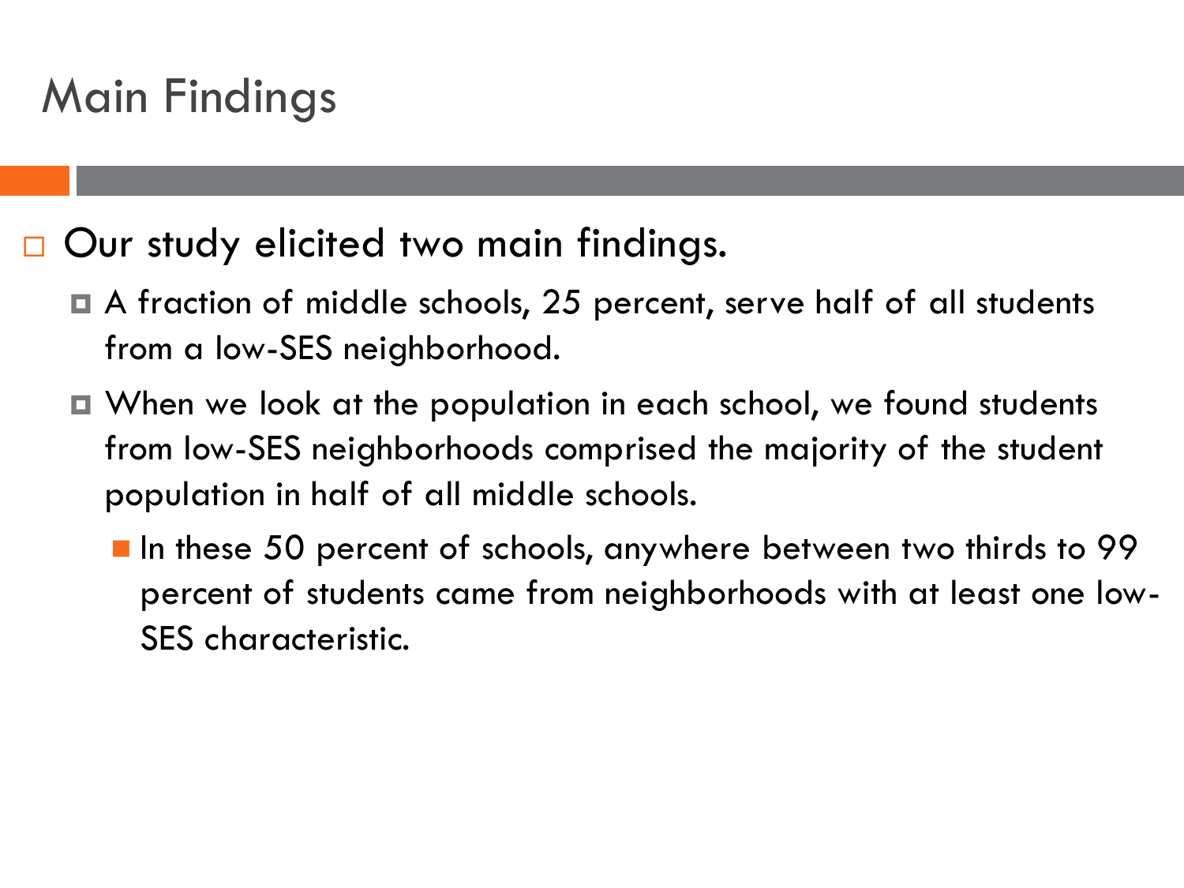# Main Findings

- Our study elicited two main findings.
  - A fraction of middle schools, 25 percent, serve half of all students from a low-SES neighborhood.
  - When we look at the population in each school, we found students from low-SES neighborhoods comprised the majority of the student population in half of all middle schools.
    - In these 50 percent of schools, anywhere between two thirds to 99 percent of students came from neighborhoods with at least one low-SES characteristic.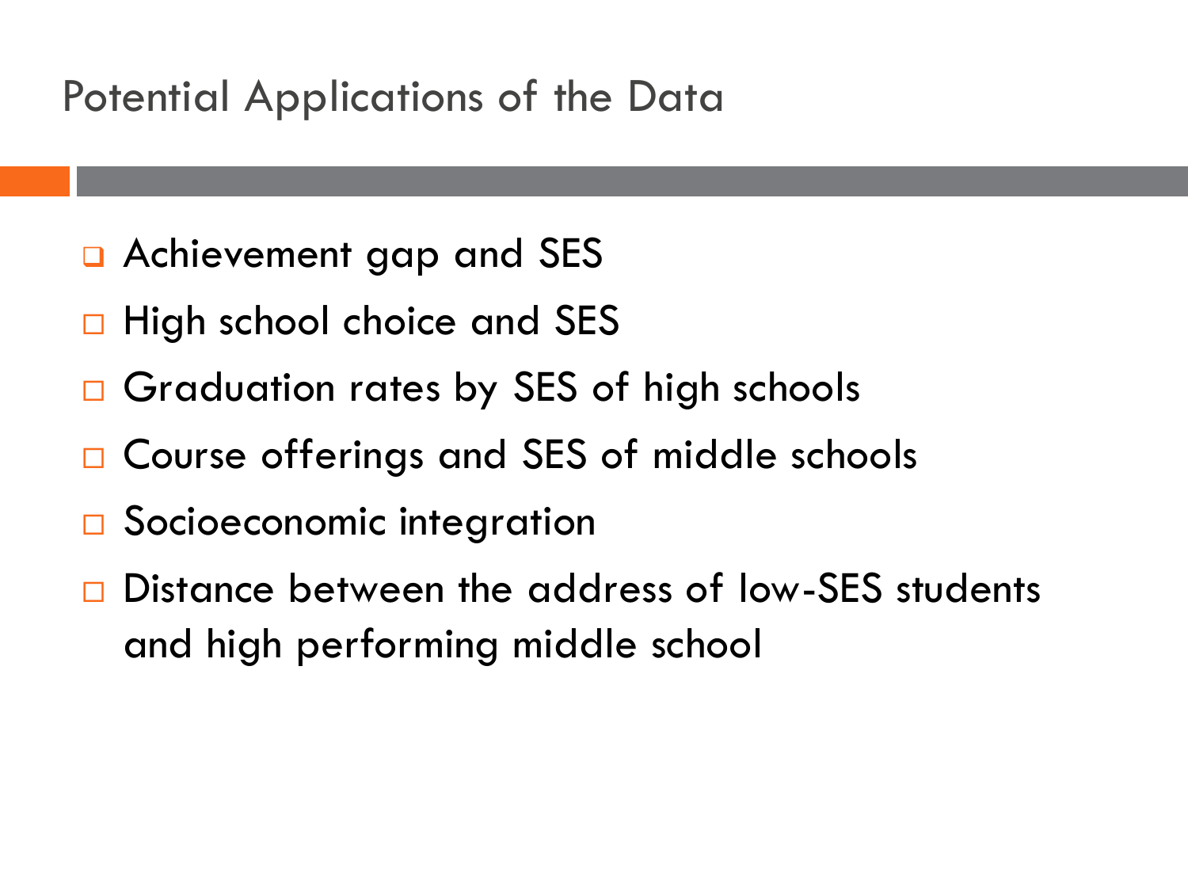# Potential Applications of the Data

- Achievement gap and SES
- High school choice and SES
- Graduation rates by SES of high schools
- Course offerings and SES of middle schools
- Socioeconomic integration
- Distance between the address of low-SES students and high performing middle school